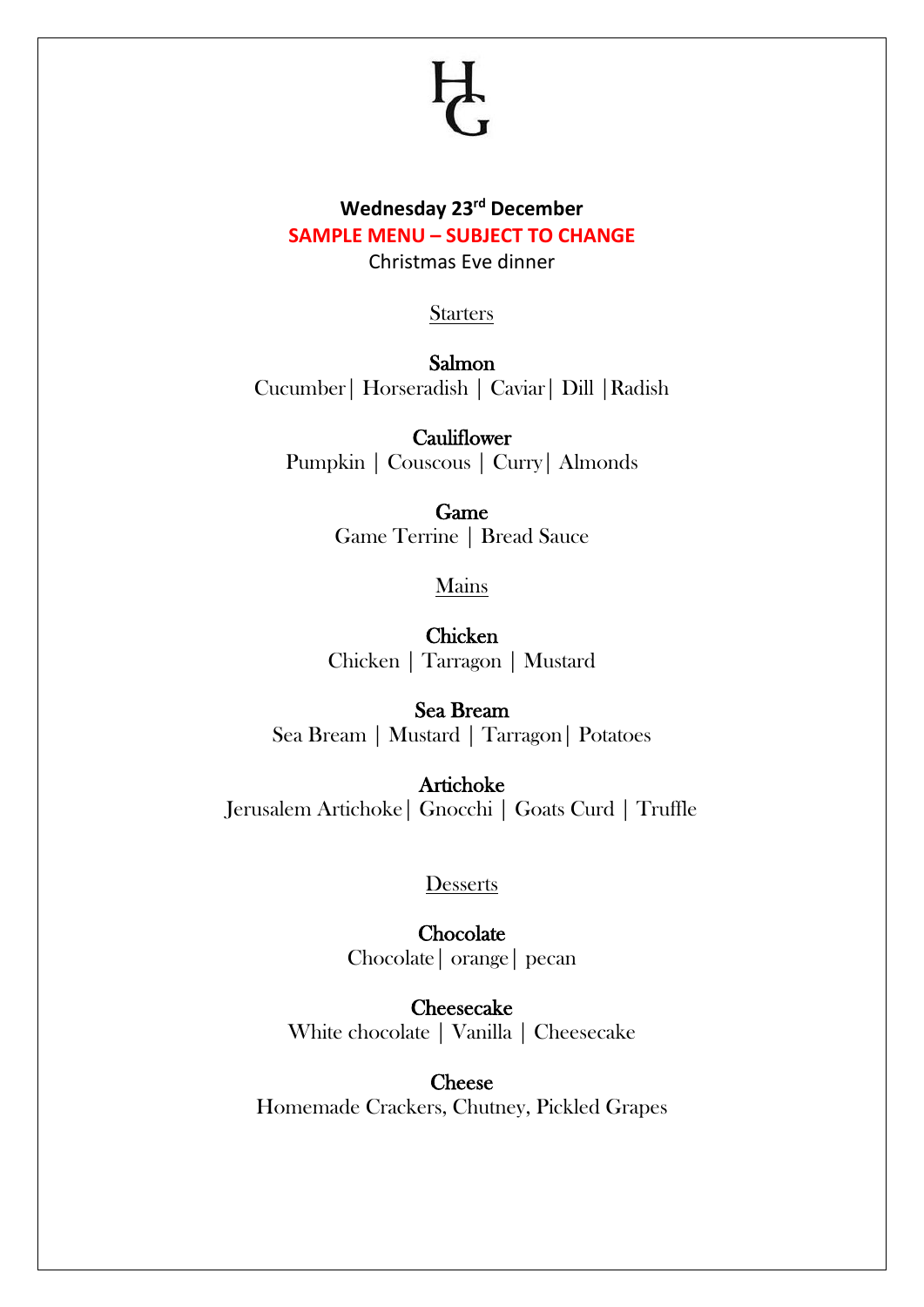HG

**Wednesday 23rd December**

**SAMPLE MENU – SUBJECT TO CHANGE**

Christmas Eve dinner

## Starters

**Salmon**
Cucumber| Horseradish | Caviar| Dill |Radish

**Cauliflower**
Pumpkin | Couscous | Curry| Almonds

**Game**
Game Terrine | Bread Sauce

## Mains

**Chicken**
Chicken | Tarragon | Mustard

**Sea Bream**
Sea Bream | Mustard | Tarragon| Potatoes

**Artichoke**
Jerusalem Artichoke| Gnocchi | Goats Curd | Truffle

## Desserts

**Chocolate**
Chocolate| orange| pecan

**Cheesecake**
White chocolate | Vanilla | Cheesecake

**Cheese**
Homemade Crackers, Chutney, Pickled Grapes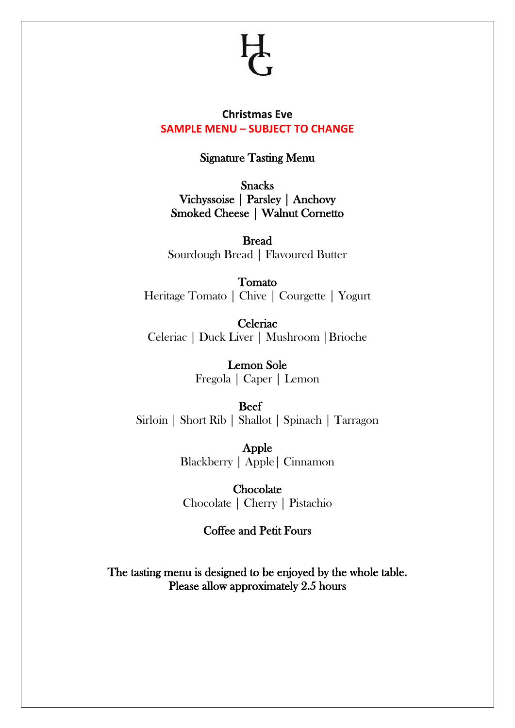HG

**Christmas Eve**

**SAMPLE MENU – SUBJECT TO CHANGE**

## Signature Tasting Menu

**Snacks**

**Vichyssoise | Parsley | Anchovy**

**Smoked Cheese | Walnut Cornetto**

**Bread**

Sourdough Bread | Flavoured Butter

**Tomato**

Heritage Tomato | Chive | Courgette | Yogurt

**Celeriac**

Celeriac | Duck Liver | Mushroom |Brioche

**Lemon Sole**

Fregola | Caper | Lemon

**Beef**

Sirloin | Short Rib | Shallot | Spinach | Tarragon

**Apple**

Blackberry | Apple| Cinnamon

**Chocolate**

Chocolate | Cherry | Pistachio

**Coffee and Petit Fours**

**The tasting menu is designed to be enjoyed by the whole table.**
**Please allow approximately 2.5 hours**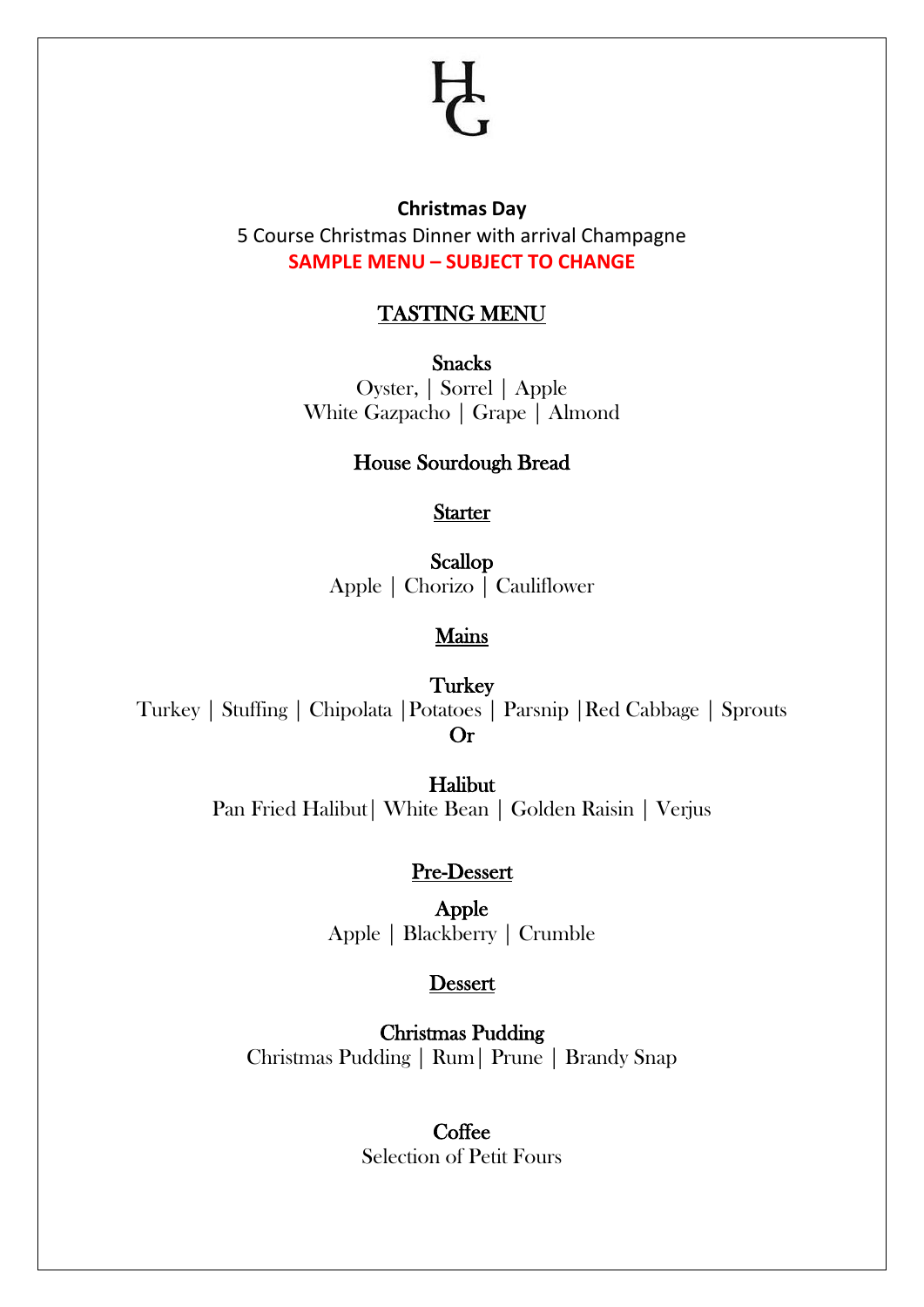HG

**Christmas Day**

5 Course Christmas Dinner with arrival Champagne

**SAMPLE MENU – SUBJECT TO CHANGE**

# TASTING MENU

## Snacks

Oyster, | Sorrel | Apple

White Gazpacho | Grape | Almond

## House Sourdough Bread

## Starter

**Scallop**

Apple | Chorizo | Cauliflower

## Mains

**Turkey**

Turkey | Stuffing | Chipolata |Potatoes | Parsnip |Red Cabbage | Sprouts

**Or**

**Halibut**

Pan Fried Halibut| White Bean | Golden Raisin | Verjus

## Pre-Dessert

**Apple**

Apple | Blackberry | Crumble

## Dessert

**Christmas Pudding**

Christmas Pudding | Rum| Prune | Brandy Snap

## Coffee

Selection of Petit Fours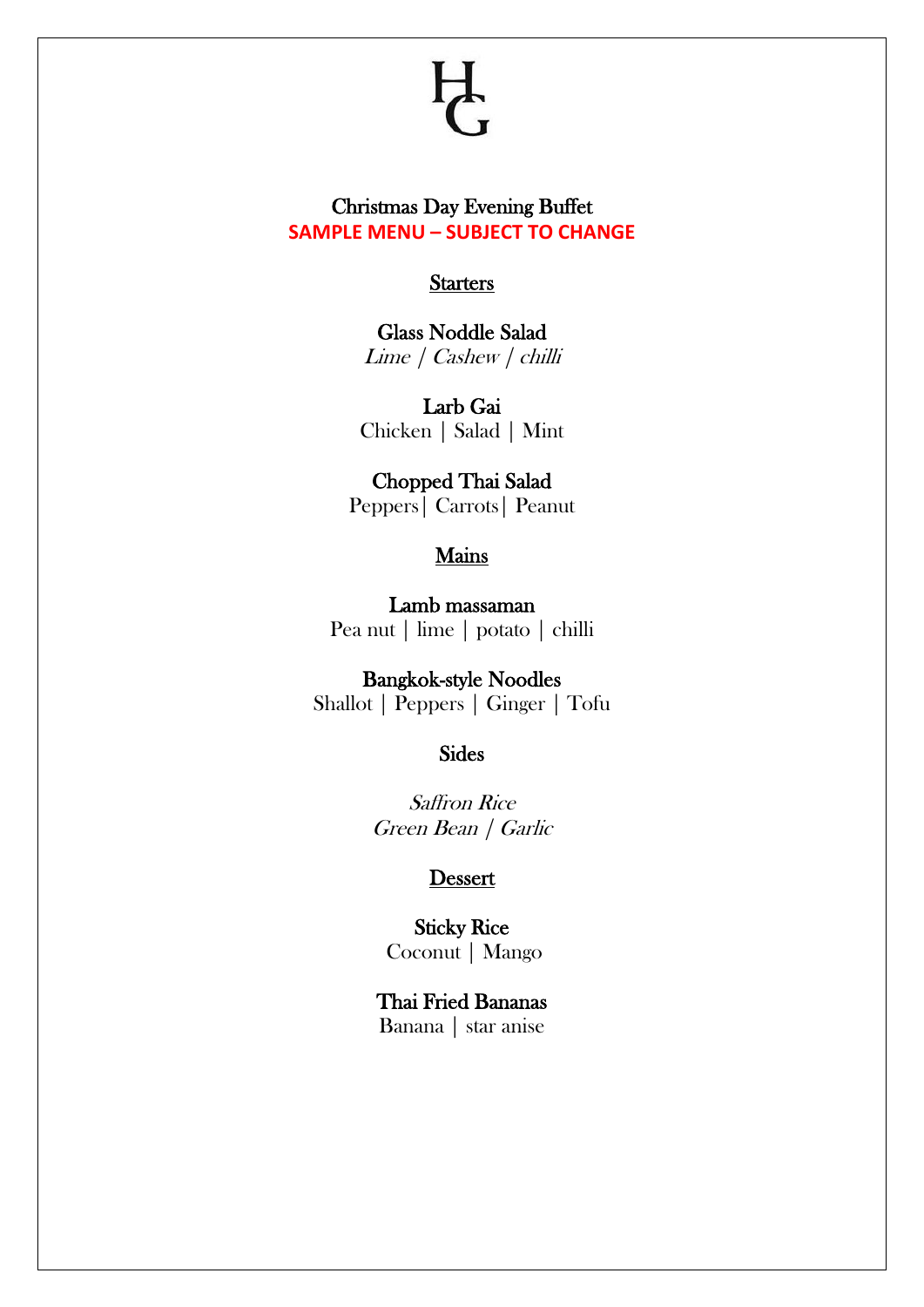HG

# Christmas Day Evening Buffet

**SAMPLE MENU – SUBJECT TO CHANGE**

## Starters

**Glass Noddle Salad**
*Lime / Cashew / chilli*

**Larb Gai**
Chicken | Salad | Mint

**Chopped Thai Salad**
Peppers| Carrots| Peanut

## Mains

**Lamb massaman**
Pea nut | lime | potato | chilli

**Bangkok-style Noodles**
Shallot | Peppers | Ginger | Tofu

## Sides

*Saffron Rice*
*Green Bean / Garlic*

## Dessert

**Sticky Rice**
Coconut | Mango

**Thai Fried Bananas**
Banana | star anise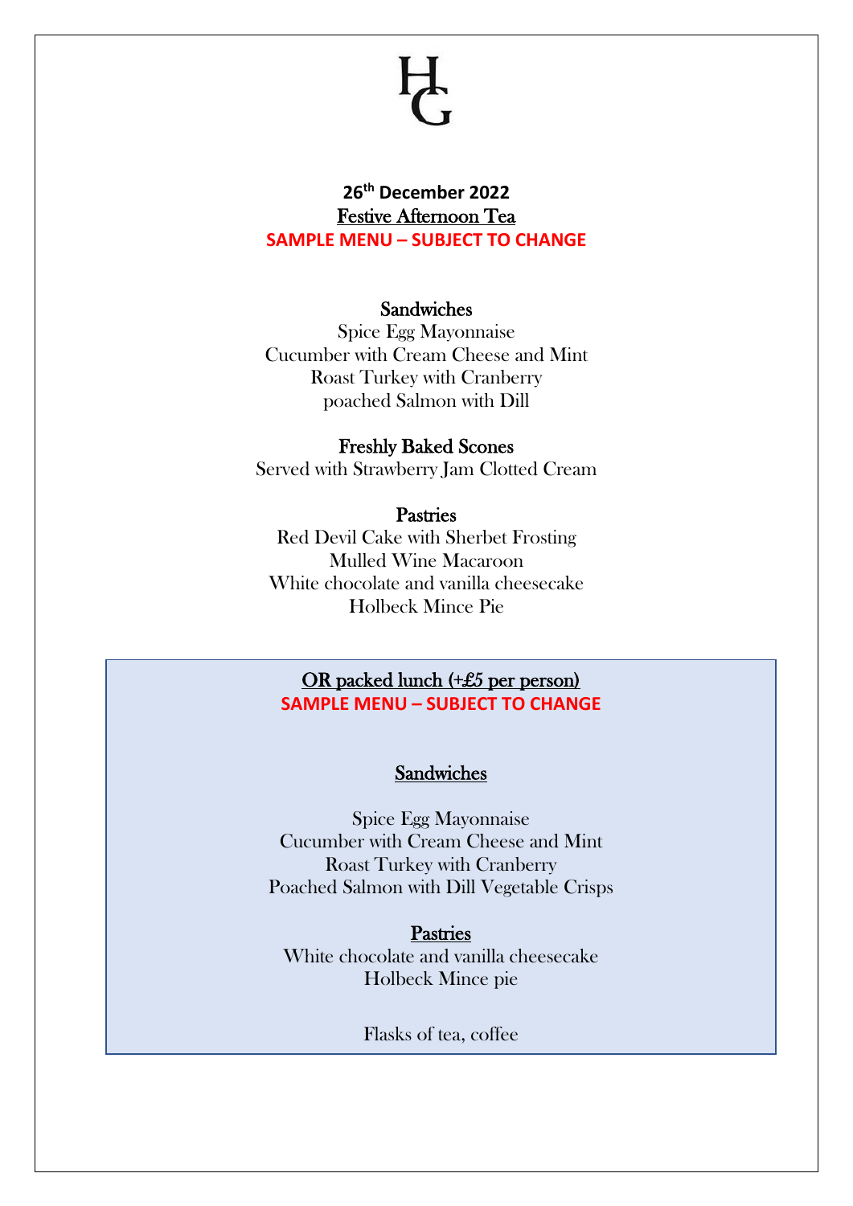HG

**26th December 2022**

<u>Festive Afternoon Tea</u>

**SAMPLE MENU – SUBJECT TO CHANGE**

### Sandwiches

Spice Egg Mayonnaise
Cucumber with Cream Cheese and Mint
Roast Turkey with Cranberry
poached Salmon with Dill

### Freshly Baked Scones

Served with Strawberry Jam Clotted Cream

### Pastries

Red Devil Cake with Sherbet Frosting
Mulled Wine Macaroon
White chocolate and vanilla cheesecake
Holbeck Mince Pie

<u>OR packed lunch (+£5 per person)</u>

**SAMPLE MENU – SUBJECT TO CHANGE**

### <u>Sandwiches</u>

Spice Egg Mayonnaise
Cucumber with Cream Cheese and Mint
Roast Turkey with Cranberry
Poached Salmon with Dill Vegetable Crisps

### <u>Pastries</u>

White chocolate and vanilla cheesecake
Holbeck Mince pie

Flasks of tea, coffee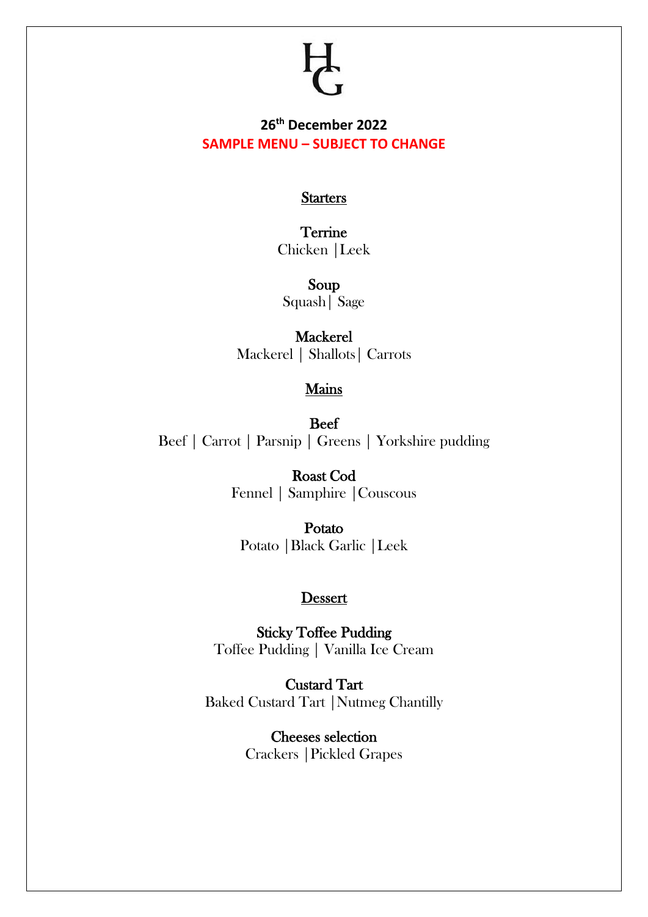HG

**26th December 2022**

**SAMPLE MENU – SUBJECT TO CHANGE**

## Starters

**Terrine**
Chicken |Leek

**Soup**
Squash| Sage

**Mackerel**
Mackerel | Shallots| Carrots

## Mains

**Beef**
Beef | Carrot | Parsnip | Greens | Yorkshire pudding

**Roast Cod**
Fennel | Samphire |Couscous

**Potato**
Potato |Black Garlic |Leek

## Dessert

**Sticky Toffee Pudding**
Toffee Pudding | Vanilla Ice Cream

**Custard Tart**
Baked Custard Tart |Nutmeg Chantilly

**Cheeses selection**
Crackers |Pickled Grapes